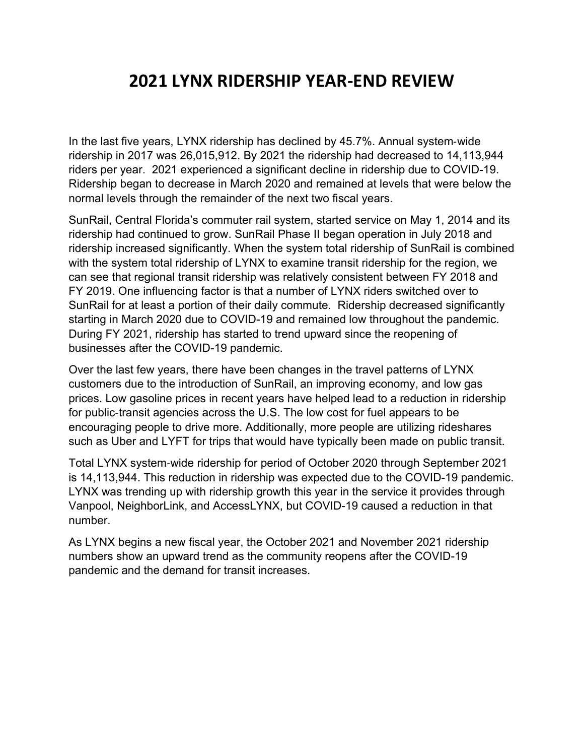# 2021 LYNX RIDERSHIP YEAR-END REVIEW

In the last five years, LYNX ridership has declined by 45.7%. Annual system-wide ridership in 2017 was 26,015,912. By 2021 the ridership had decreased to 14,113,944 riders per year. 2021 experienced a significant decline in ridership due to COVID-19. Ridership began to decrease in March 2020 and remained at levels that were below the normal levels through the remainder of the next two fiscal years.

SunRail, Central Florida's commuter rail system, started service on May 1, 2014 and its ridership had continued to grow. SunRail Phase II began operation in July 2018 and ridership increased significantly. When the system total ridership of SunRail is combined with the system total ridership of LYNX to examine transit ridership for the region, we can see that regional transit ridership was relatively consistent between FY 2018 and FY 2019. One influencing factor is that a number of LYNX riders switched over to SunRail for at least a portion of their daily commute. Ridership decreased significantly starting in March 2020 due to COVID-19 and remained low throughout the pandemic. During FY 2021, ridership has started to trend upward since the reopening of businesses after the COVID-19 pandemic.

Over the last few years, there have been changes in the travel patterns of LYNX customers due to the introduction of SunRail, an improving economy, and low gas prices. Low gasoline prices in recent years have helped lead to a reduction in ridership for public-transit agencies across the U.S. The low cost for fuel appears to be encouraging people to drive more. Additionally, more people are utilizing rideshares such as Uber and LYFT for trips that would have typically been made on public transit.

Total LYNX system-wide ridership for period of October 2020 through September 2021 is 14,113,944. This reduction in ridership was expected due to the COVID-19 pandemic. LYNX was trending up with ridership growth this year in the service it provides through Vanpool, NeighborLink, and AccessLYNX, but COVID-19 caused a reduction in that number.

As LYNX begins a new fiscal year, the October 2021 and November 2021 ridership numbers show an upward trend as the community reopens after the COVID-19 pandemic and the demand for transit increases.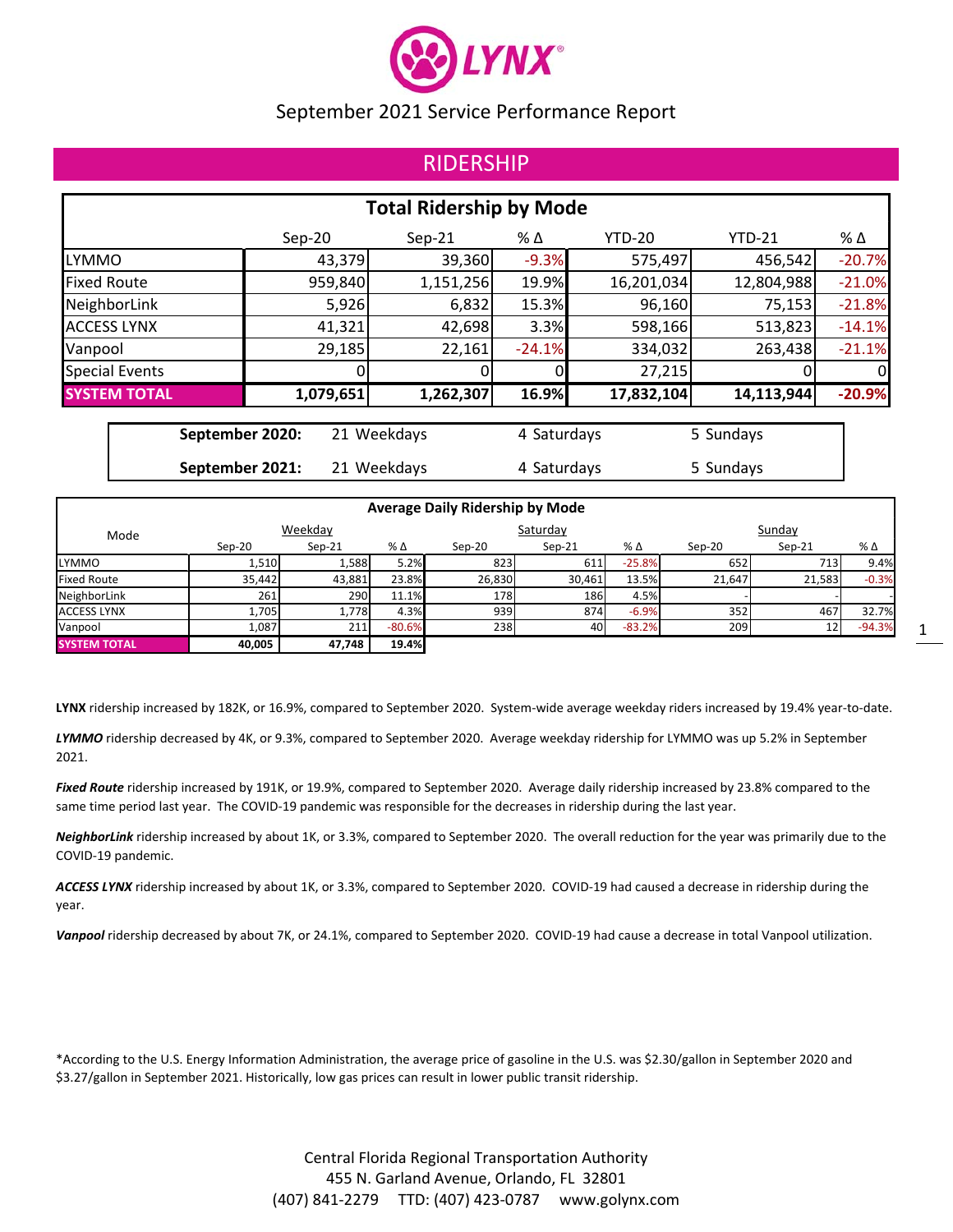# LYNX

September 2021 Service Performance Report

## RIDERSHIP

**Total Ridership by Mode**

| | Sep-20 | Sep-21 | % Δ | YTD-20 | YTD-21 | % Δ |
|---|---|---|---|---|---|---|
| LYMMO | 43,379 | 39,360 | -9.3% | 575,497 | 456,542 | -20.7% |
| Fixed Route | 959,840 | 1,151,256 | 19.9% | 16,201,034 | 12,804,988 | -21.0% |
| NeighborLink | 5,926 | 6,832 | 15.3% | 96,160 | 75,153 | -21.8% |
| ACCESS LYNX | 41,321 | 42,698 | 3.3% | 598,166 | 513,823 | -14.1% |
| Vanpool | 29,185 | 22,161 | -24.1% | 334,032 | 263,438 | -21.1% |
| Special Events | 0 | 0 | 0 | 27,215 | 0 | 0 |
| **SYSTEM TOTAL** | **1,079,651** | **1,262,307** | **16.9%** | **17,832,104** | **14,113,944** | **-20.9%** |

| | | | |
|---|---|---|---|
| **September 2020:** | 21 Weekdays | 4 Saturdays | 5 Sundays |
| **September 2021:** | 21 Weekdays | 4 Saturdays | 5 Sundays |

**Average Daily Ridership by Mode**

| Mode | Weekday | | | Saturday | | | Sunday | | |
|---|---|---|---|---|---|---|---|---|---|
| | Sep-20 | Sep-21 | % Δ | Sep-20 | Sep-21 | % Δ | Sep-20 | Sep-21 | % Δ |
| LYMMO | 1,510 | 1,588 | 5.2% | 823 | 611 | -25.8% | 652 | 713 | 9.4% |
| Fixed Route | 35,442 | 43,881 | 23.8% | 26,830 | 30,461 | 13.5% | 21,647 | 21,583 | -0.3% |
| NeighborLink | 261 | 290 | 11.1% | 178 | 186 | 4.5% | - | - | - |
| ACCESS LYNX | 1,705 | 1,778 | 4.3% | 939 | 874 | -6.9% | 352 | 467 | 32.7% |
| Vanpool | 1,087 | 211 | -80.6% | 238 | 40 | -83.2% | 209 | 12 | -94.3% |
| **SYSTEM TOTAL** | **40,005** | **47,748** | **19.4%** | | | | | | |

**LYNX** ridership increased by 182K, or 16.9%, compared to September 2020. System-wide average weekday riders increased by 19.4% year-to-date.

***LYMMO*** ridership decreased by 4K, or 9.3%, compared to September 2020. Average weekday ridership for LYMMO was up 5.2% in September 2021.

***Fixed Route*** ridership increased by 191K, or 19.9%, compared to September 2020. Average daily ridership increased by 23.8% compared to the same time period last year. The COVID-19 pandemic was responsible for the decreases in ridership during the last year.

***NeighborLink*** ridership increased by about 1K, or 3.3%, compared to September 2020. The overall reduction for the year was primarily due to the COVID-19 pandemic.

***ACCESS LYNX*** ridership increased by about 1K, or 3.3%, compared to September 2020. COVID-19 had caused a decrease in ridership during the year.

***Vanpool*** ridership decreased by about 7K, or 24.1%, compared to September 2020. COVID-19 had cause a decrease in total Vanpool utilization.

*According to the U.S. Energy Information Administration, the average price of gasoline in the U.S. was $2.30/gallon in September 2020 and $3.27/gallon in September 2021. Historically, low gas prices can result in lower public transit ridership.

Central Florida Regional Transportation Authority
455 N. Garland Avenue, Orlando, FL 32801
(407) 841-2279 TTD: (407) 423-0787 www.golynx.com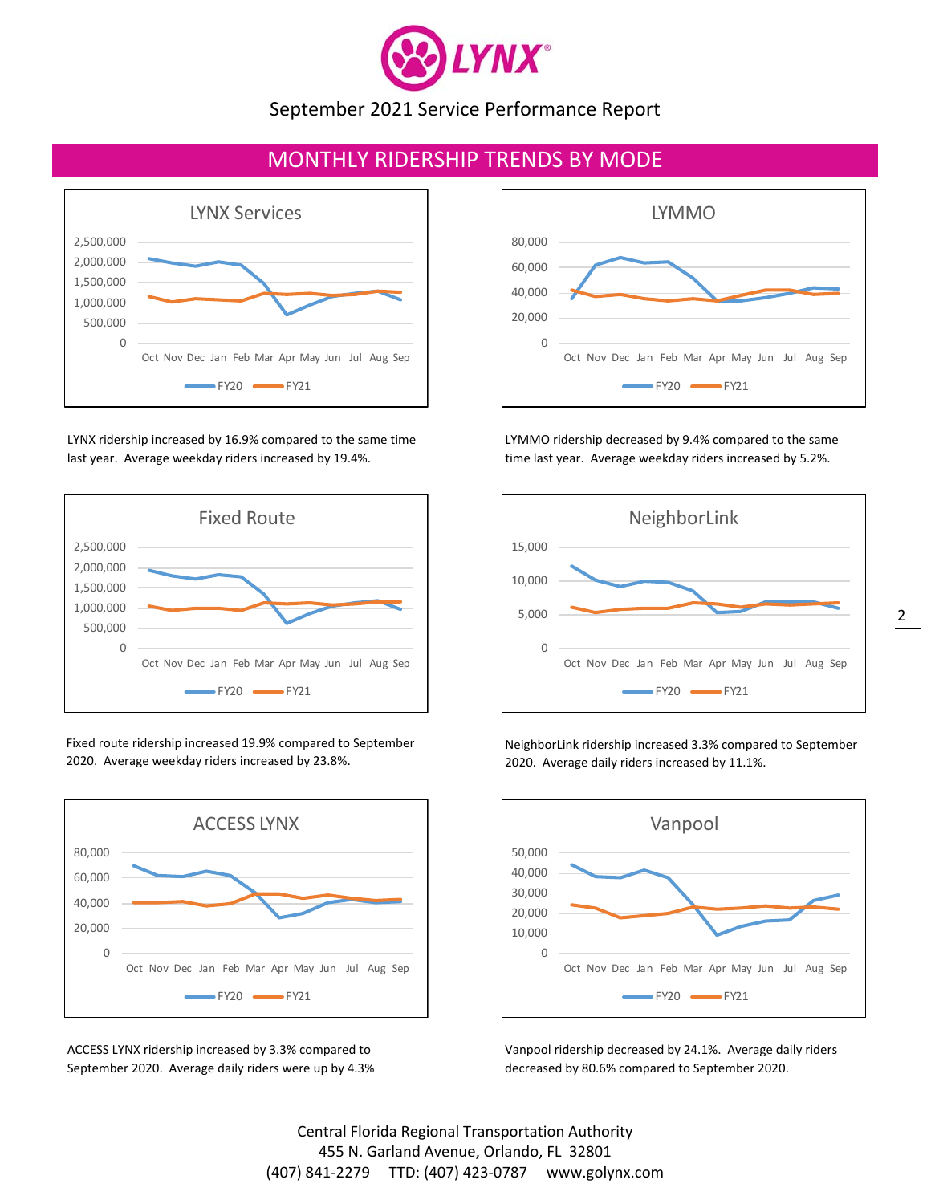# LYNX

September 2021 Service Performance Report

## MONTHLY RIDERSHIP TRENDS BY MODE

LYNX Services

LYNX ridership increased by 16.9% compared to the same time last year. Average weekday riders increased by 19.4%.

LYMMO

LYMMO ridership decreased by 9.4% compared to the same time last year. Average weekday riders increased by 5.2%.

Fixed Route

Fixed route ridership increased 19.9% compared to September 2020. Average weekday riders increased by 23.8%.

NeighborLink

NeighborLink ridership increased 3.3% compared to September 2020. Average daily riders increased by 11.1%.

ACCESS LYNX

ACCESS LYNX ridership increased by 3.3% compared to September 2020. Average daily riders were up by 4.3%

Vanpool

Vanpool ridership decreased by 24.1%. Average daily riders decreased by 80.6% compared to September 2020.

Central Florida Regional Transportation Authority
455 N. Garland Avenue, Orlando, FL 32801
(407) 841-2279 TTD: (407) 423-0787 www.golynx.com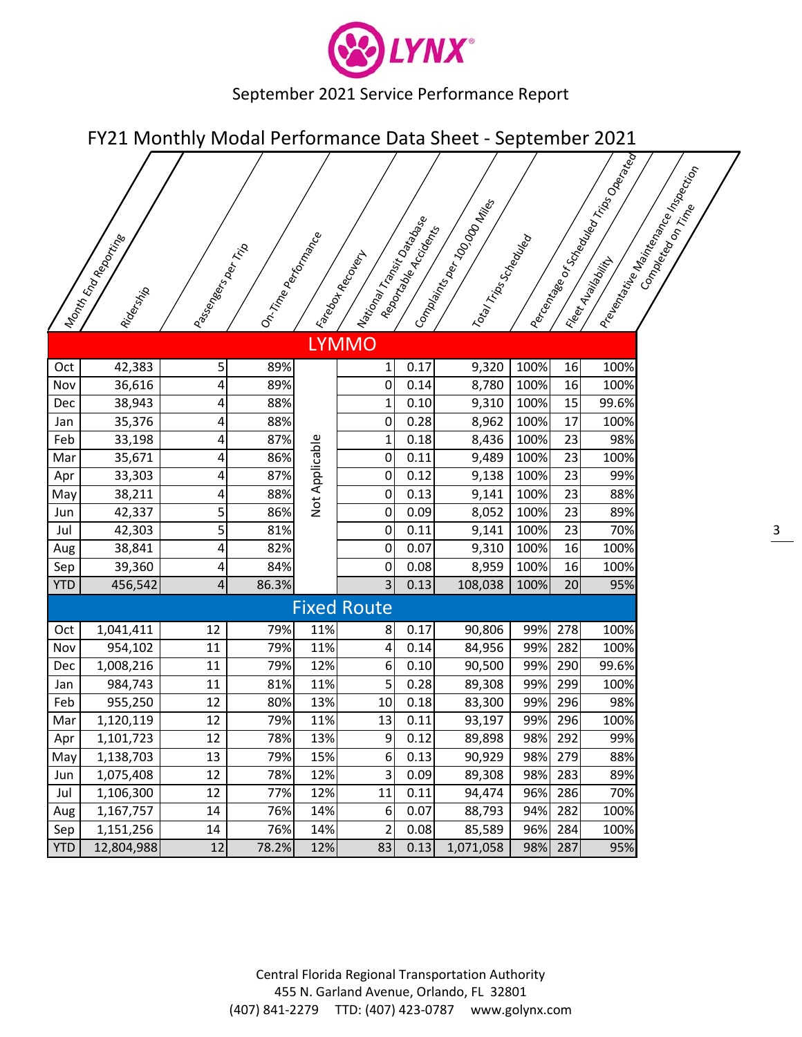# LYNX

September 2021 Service Performance Report

## FY21 Monthly Modal Performance Data Sheet - September 2021

| Month End Reporting | Ridership | Passengers per Trip | On-Time Performance | Farebox Recovery | National Transit Database Reportable Accidents | Complaints per 100,000 Miles | Total Trips Scheduled | Percentage of Scheduled Trips Operated | Fleet Availability | Preventative Maintenance Inspection Completed on Time |
|---|---|---|---|---|---|---|---|---|---|---|
| **LYMMO** | | | | | | | | | | |
| Oct | 42,383 | 5 | 89% | Not Applicable | 1 | 0.17 | 9,320 | 100% | 16 | 100% |
| Nov | 36,616 | 4 | 89% | | 0 | 0.14 | 8,780 | 100% | 16 | 100% |
| Dec | 38,943 | 4 | 88% | | 1 | 0.10 | 9,310 | 100% | 15 | 99.6% |
| Jan | 35,376 | 4 | 88% | | 0 | 0.28 | 8,962 | 100% | 17 | 100% |
| Feb | 33,198 | 4 | 87% | | 1 | 0.18 | 8,436 | 100% | 23 | 98% |
| Mar | 35,671 | 4 | 86% | | 0 | 0.11 | 9,489 | 100% | 23 | 100% |
| Apr | 33,303 | 4 | 87% | | 0 | 0.12 | 9,138 | 100% | 23 | 99% |
| May | 38,211 | 4 | 88% | | 0 | 0.13 | 9,141 | 100% | 23 | 88% |
| Jun | 42,337 | 5 | 86% | | 0 | 0.09 | 8,052 | 100% | 23 | 89% |
| Jul | 42,303 | 5 | 81% | | 0 | 0.11 | 9,141 | 100% | 23 | 70% |
| Aug | 38,841 | 4 | 82% | | 0 | 0.07 | 9,310 | 100% | 16 | 100% |
| Sep | 39,360 | 4 | 84% | | 0 | 0.08 | 8,959 | 100% | 16 | 100% |
| YTD | 456,542 | 4 | 86.3% | | 3 | 0.13 | 108,038 | 100% | 20 | 95% |
| **Fixed Route** | | | | | | | | | | |
| Oct | 1,041,411 | 12 | 79% | 11% | 8 | 0.17 | 90,806 | 99% | 278 | 100% |
| Nov | 954,102 | 11 | 79% | 11% | 4 | 0.14 | 84,956 | 99% | 282 | 100% |
| Dec | 1,008,216 | 11 | 79% | 12% | 6 | 0.10 | 90,500 | 99% | 290 | 99.6% |
| Jan | 984,743 | 11 | 81% | 11% | 5 | 0.28 | 89,308 | 99% | 299 | 100% |
| Feb | 955,250 | 12 | 80% | 13% | 10 | 0.18 | 83,300 | 99% | 296 | 98% |
| Mar | 1,120,119 | 12 | 79% | 11% | 13 | 0.11 | 93,197 | 99% | 296 | 100% |
| Apr | 1,101,723 | 12 | 78% | 13% | 9 | 0.12 | 89,898 | 98% | 292 | 99% |
| May | 1,138,703 | 13 | 79% | 15% | 6 | 0.13 | 90,929 | 98% | 279 | 88% |
| Jun | 1,075,408 | 12 | 78% | 12% | 3 | 0.09 | 89,308 | 98% | 283 | 89% |
| Jul | 1,106,300 | 12 | 77% | 12% | 11 | 0.11 | 94,474 | 96% | 286 | 70% |
| Aug | 1,167,757 | 14 | 76% | 14% | 6 | 0.07 | 88,793 | 94% | 282 | 100% |
| Sep | 1,151,256 | 14 | 76% | 14% | 2 | 0.08 | 85,589 | 96% | 284 | 100% |
| YTD | 12,804,988 | 12 | 78.2% | 12% | 83 | 0.13 | 1,071,058 | 98% | 287 | 95% |

Central Florida Regional Transportation Authority
455 N. Garland Avenue, Orlando, FL 32801
(407) 841-2279 TTD: (407) 423-0787 www.golynx.com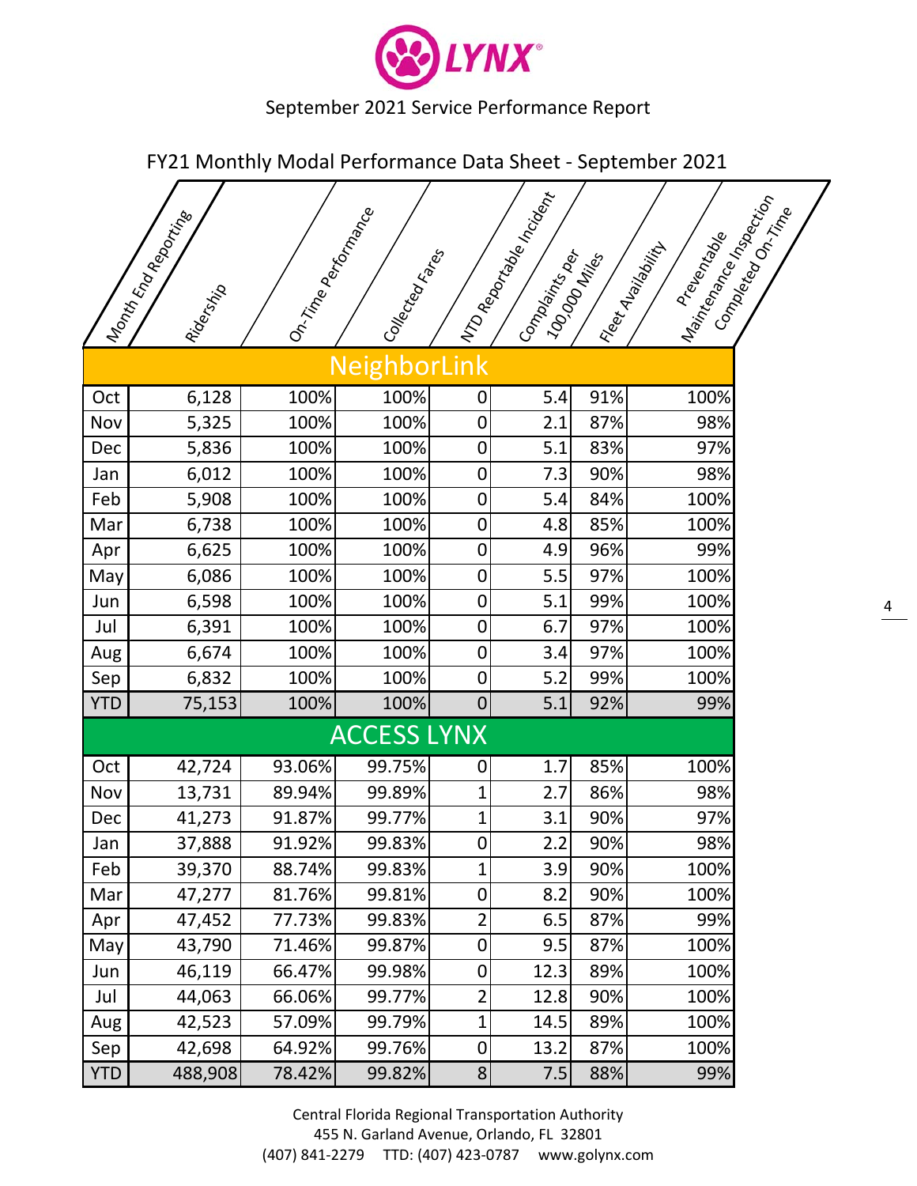LYNX

September 2021 Service Performance Report

## FY21 Monthly Modal Performance Data Sheet - September 2021

| Month End Reporting | Ridership | On-Time Performance | Collected Fares | NTD Reportable Incident | Complaints per 100,000 Miles | Fleet Availability | Preventable Maintenance Inspection Completed On-Time |
|---|---|---|---|---|---|---|---|
| **NeighborLink** | | | | | | | |
| Oct | 6,128 | 100% | 100% | 0 | 5.4 | 91% | 100% |
| Nov | 5,325 | 100% | 100% | 0 | 2.1 | 87% | 98% |
| Dec | 5,836 | 100% | 100% | 0 | 5.1 | 83% | 97% |
| Jan | 6,012 | 100% | 100% | 0 | 7.3 | 90% | 98% |
| Feb | 5,908 | 100% | 100% | 0 | 5.4 | 84% | 100% |
| Mar | 6,738 | 100% | 100% | 0 | 4.8 | 85% | 100% |
| Apr | 6,625 | 100% | 100% | 0 | 4.9 | 96% | 99% |
| May | 6,086 | 100% | 100% | 0 | 5.5 | 97% | 100% |
| Jun | 6,598 | 100% | 100% | 0 | 5.1 | 99% | 100% |
| Jul | 6,391 | 100% | 100% | 0 | 6.7 | 97% | 100% |
| Aug | 6,674 | 100% | 100% | 0 | 3.4 | 97% | 100% |
| Sep | 6,832 | 100% | 100% | 0 | 5.2 | 99% | 100% |
| YTD | 75,153 | 100% | 100% | 0 | 5.1 | 92% | 99% |
| **ACCESS LYNX** | | | | | | | |
| Oct | 42,724 | 93.06% | 99.75% | 0 | 1.7 | 85% | 100% |
| Nov | 13,731 | 89.94% | 99.89% | 1 | 2.7 | 86% | 98% |
| Dec | 41,273 | 91.87% | 99.77% | 1 | 3.1 | 90% | 97% |
| Jan | 37,888 | 91.92% | 99.83% | 0 | 2.2 | 90% | 98% |
| Feb | 39,370 | 88.74% | 99.83% | 1 | 3.9 | 90% | 100% |
| Mar | 47,277 | 81.76% | 99.81% | 0 | 8.2 | 90% | 100% |
| Apr | 47,452 | 77.73% | 99.83% | 2 | 6.5 | 87% | 99% |
| May | 43,790 | 71.46% | 99.87% | 0 | 9.5 | 87% | 100% |
| Jun | 46,119 | 66.47% | 99.98% | 0 | 12.3 | 89% | 100% |
| Jul | 44,063 | 66.06% | 99.77% | 2 | 12.8 | 90% | 100% |
| Aug | 42,523 | 57.09% | 99.79% | 1 | 14.5 | 89% | 100% |
| Sep | 42,698 | 64.92% | 99.76% | 0 | 13.2 | 87% | 100% |
| YTD | 488,908 | 78.42% | 99.82% | 8 | 7.5 | 88% | 99% |

Central Florida Regional Transportation Authority
455 N. Garland Avenue, Orlando, FL 32801
(407) 841-2279 TTD: (407) 423-0787 www.golynx.com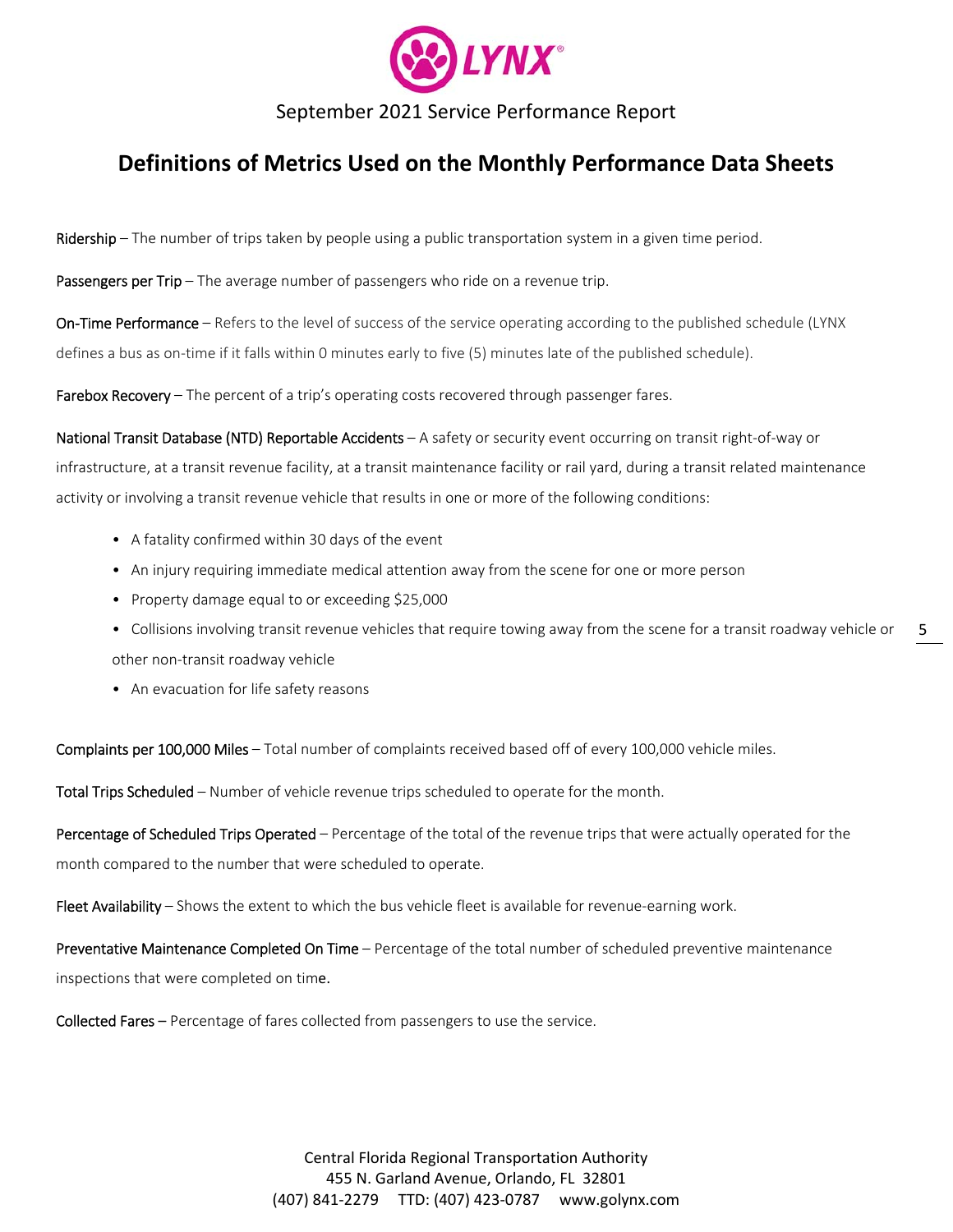LYNX®

September 2021 Service Performance Report

# Definitions of Metrics Used on the Monthly Performance Data Sheets

Ridership – The number of trips taken by people using a public transportation system in a given time period.

Passengers per Trip – The average number of passengers who ride on a revenue trip.

On-Time Performance – Refers to the level of success of the service operating according to the published schedule (LYNX defines a bus as on-time if it falls within 0 minutes early to five (5) minutes late of the published schedule).

Farebox Recovery – The percent of a trip's operating costs recovered through passenger fares.

National Transit Database (NTD) Reportable Accidents – A safety or security event occurring on transit right-of-way or infrastructure, at a transit revenue facility, at a transit maintenance facility or rail yard, during a transit related maintenance activity or involving a transit revenue vehicle that results in one or more of the following conditions:

- A fatality confirmed within 30 days of the event
- An injury requiring immediate medical attention away from the scene for one or more person
- Property damage equal to or exceeding $25,000
- Collisions involving transit revenue vehicles that require towing away from the scene for a transit roadway vehicle or other non-transit roadway vehicle
- An evacuation for life safety reasons

Complaints per 100,000 Miles – Total number of complaints received based off of every 100,000 vehicle miles.

Total Trips Scheduled – Number of vehicle revenue trips scheduled to operate for the month.

Percentage of Scheduled Trips Operated – Percentage of the total of the revenue trips that were actually operated for the month compared to the number that were scheduled to operate.

Fleet Availability – Shows the extent to which the bus vehicle fleet is available for revenue-earning work.

Preventative Maintenance Completed On Time – Percentage of the total number of scheduled preventive maintenance inspections that were completed on time.

Collected Fares – Percentage of fares collected from passengers to use the service.

Central Florida Regional Transportation Authority
455 N. Garland Avenue, Orlando, FL 32801
(407) 841-2279 TTD: (407) 423-0787 www.golynx.com